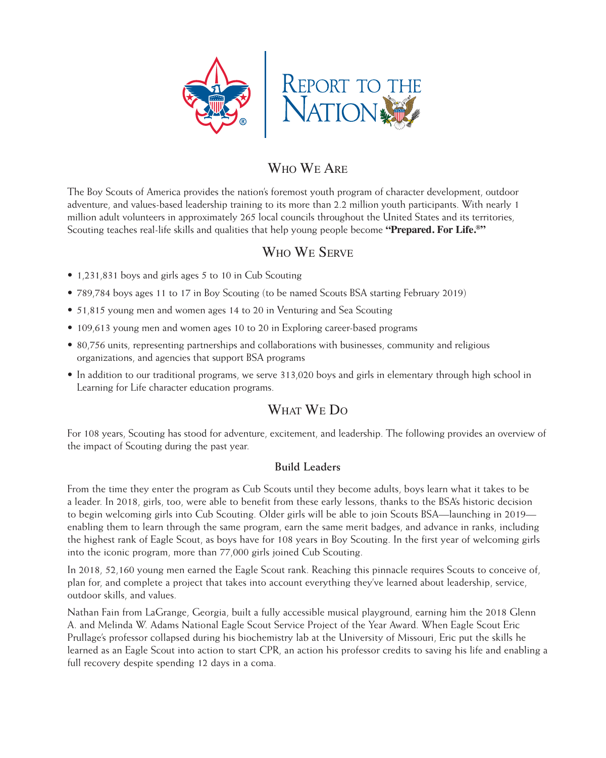# Report to the Nation

## Who We Are

The Boy Scouts of America provides the nation's foremost youth program of character development, outdoor adventure, and values-based leadership training to its more than 2.2 million youth participants. With nearly 1 million adult volunteers in approximately 265 local councils throughout the United States and its territories, Scouting teaches real-life skills and qualities that help young people become **"Prepared. For Life.®"**

## Who We Serve

- 1,231,831 boys and girls ages 5 to 10 in Cub Scouting
- 789,784 boys ages 11 to 17 in Boy Scouting (to be named Scouts BSA starting February 2019)
- 51,815 young men and women ages 14 to 20 in Venturing and Sea Scouting
- 109,613 young men and women ages 10 to 20 in Exploring career-based programs
- 80,756 units, representing partnerships and collaborations with businesses, community and religious organizations, and agencies that support BSA programs
- In addition to our traditional programs, we serve 313,020 boys and girls in elementary through high school in Learning for Life character education programs.

## What We Do

For 108 years, Scouting has stood for adventure, excitement, and leadership. The following provides an overview of the impact of Scouting during the past year.

### Build Leaders

From the time they enter the program as Cub Scouts until they become adults, boys learn what it takes to be a leader. In 2018, girls, too, were able to benefit from these early lessons, thanks to the BSA's historic decision to begin welcoming girls into Cub Scouting. Older girls will be able to join Scouts BSA—launching in 2019—enabling them to learn through the same program, earn the same merit badges, and advance in ranks, including the highest rank of Eagle Scout, as boys have for 108 years in Boy Scouting. In the first year of welcoming girls into the iconic program, more than 77,000 girls joined Cub Scouting.

In 2018, 52,160 young men earned the Eagle Scout rank. Reaching this pinnacle requires Scouts to conceive of, plan for, and complete a project that takes into account everything they've learned about leadership, service, outdoor skills, and values.

Nathan Fain from LaGrange, Georgia, built a fully accessible musical playground, earning him the 2018 Glenn A. and Melinda W. Adams National Eagle Scout Service Project of the Year Award. When Eagle Scout Eric Prullage's professor collapsed during his biochemistry lab at the University of Missouri, Eric put the skills he learned as an Eagle Scout into action to start CPR, an action his professor credits to saving his life and enabling a full recovery despite spending 12 days in a coma.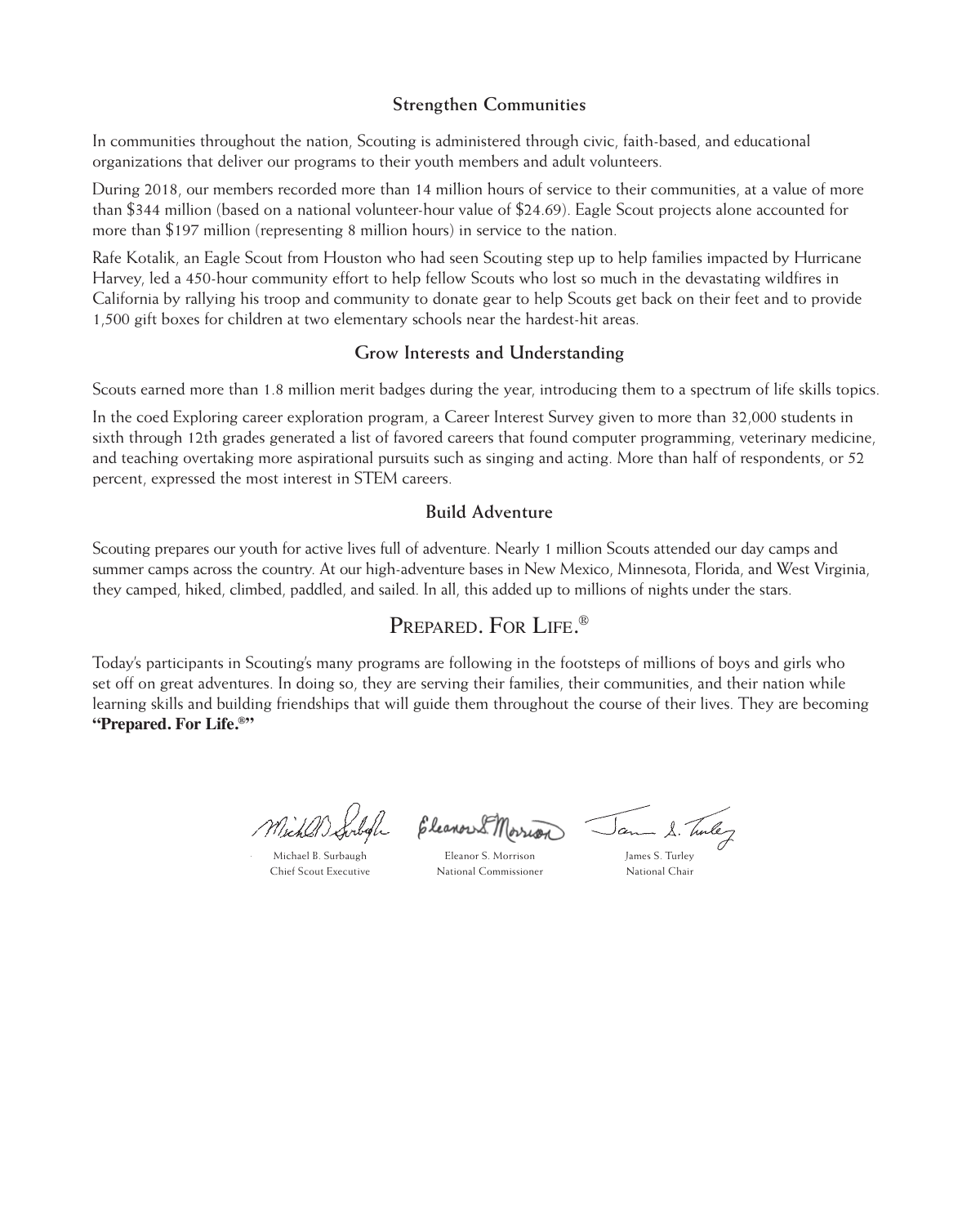## Strengthen Communities

In communities throughout the nation, Scouting is administered through civic, faith-based, and educational organizations that deliver our programs to their youth members and adult volunteers.

During 2018, our members recorded more than 14 million hours of service to their communities, at a value of more than $344 million (based on a national volunteer-hour value of $24.69). Eagle Scout projects alone accounted for more than $197 million (representing 8 million hours) in service to the nation.

Rafe Kotalik, an Eagle Scout from Houston who had seen Scouting step up to help families impacted by Hurricane Harvey, led a 450-hour community effort to help fellow Scouts who lost so much in the devastating wildfires in California by rallying his troop and community to donate gear to help Scouts get back on their feet and to provide 1,500 gift boxes for children at two elementary schools near the hardest-hit areas.

## Grow Interests and Understanding

Scouts earned more than 1.8 million merit badges during the year, introducing them to a spectrum of life skills topics.

In the coed Exploring career exploration program, a Career Interest Survey given to more than 32,000 students in sixth through 12th grades generated a list of favored careers that found computer programming, veterinary medicine, and teaching overtaking more aspirational pursuits such as singing and acting. More than half of respondents, or 52 percent, expressed the most interest in STEM careers.

## Build Adventure

Scouting prepares our youth for active lives full of adventure. Nearly 1 million Scouts attended our day camps and summer camps across the country. At our high-adventure bases in New Mexico, Minnesota, Florida, and West Virginia, they camped, hiked, climbed, paddled, and sailed. In all, this added up to millions of nights under the stars.

# Prepared. For Life.®

Today's participants in Scouting's many programs are following in the footsteps of millions of boys and girls who set off on great adventures. In doing so, they are serving their families, their communities, and their nation while learning skills and building friendships that will guide them throughout the course of their lives. They are becoming **"Prepared. For Life.®"**

Michael B. Surbaugh
Chief Scout Executive

Eleanor S. Morrison
National Commissioner

James S. Turley
National Chair